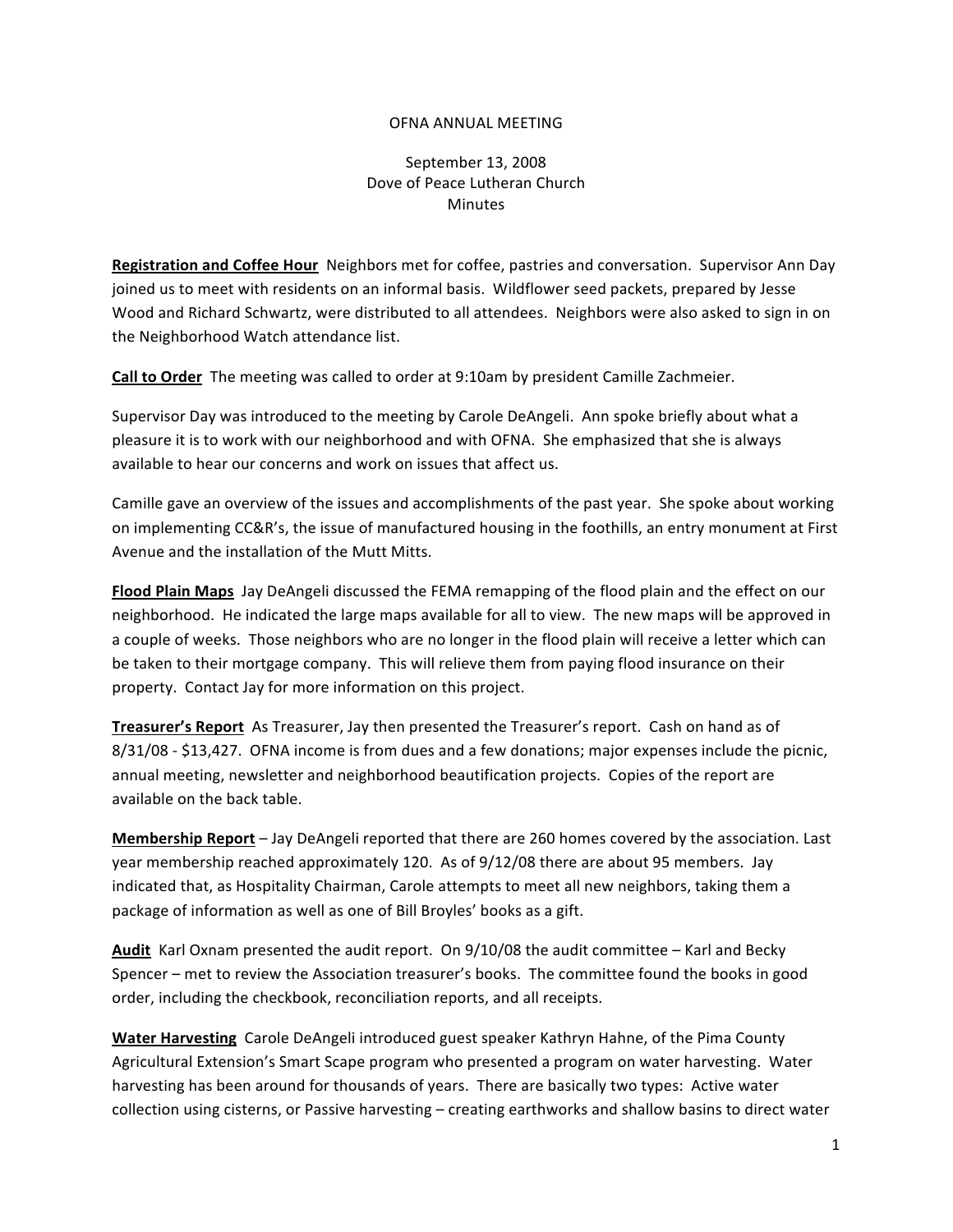# OFNA ANNUAL MEETING

September 13, 2008
Dove of Peace Lutheran Church
Minutes

**Registration and Coffee Hour** Neighbors met for coffee, pastries and conversation. Supervisor Ann Day joined us to meet with residents on an informal basis. Wildflower seed packets, prepared by Jesse Wood and Richard Schwartz, were distributed to all attendees. Neighbors were also asked to sign in on the Neighborhood Watch attendance list.

**Call to Order** The meeting was called to order at 9:10am by president Camille Zachmeier.

Supervisor Day was introduced to the meeting by Carole DeAngeli. Ann spoke briefly about what a pleasure it is to work with our neighborhood and with OFNA. She emphasized that she is always available to hear our concerns and work on issues that affect us.

Camille gave an overview of the issues and accomplishments of the past year. She spoke about working on implementing CC&R's, the issue of manufactured housing in the foothills, an entry monument at First Avenue and the installation of the Mutt Mitts.

**Flood Plain Maps** Jay DeAngeli discussed the FEMA remapping of the flood plain and the effect on our neighborhood. He indicated the large maps available for all to view. The new maps will be approved in a couple of weeks. Those neighbors who are no longer in the flood plain will receive a letter which can be taken to their mortgage company. This will relieve them from paying flood insurance on their property. Contact Jay for more information on this project.

**Treasurer's Report** As Treasurer, Jay then presented the Treasurer's report. Cash on hand as of 8/31/08 - $13,427. OFNA income is from dues and a few donations; major expenses include the picnic, annual meeting, newsletter and neighborhood beautification projects. Copies of the report are available on the back table.

**Membership Report** – Jay DeAngeli reported that there are 260 homes covered by the association. Last year membership reached approximately 120. As of 9/12/08 there are about 95 members. Jay indicated that, as Hospitality Chairman, Carole attempts to meet all new neighbors, taking them a package of information as well as one of Bill Broyles' books as a gift.

**Audit** Karl Oxnam presented the audit report. On 9/10/08 the audit committee – Karl and Becky Spencer – met to review the Association treasurer's books. The committee found the books in good order, including the checkbook, reconciliation reports, and all receipts.

**Water Harvesting** Carole DeAngeli introduced guest speaker Kathryn Hahne, of the Pima County Agricultural Extension's Smart Scape program who presented a program on water harvesting. Water harvesting has been around for thousands of years. There are basically two types: Active water collection using cisterns, or Passive harvesting – creating earthworks and shallow basins to direct water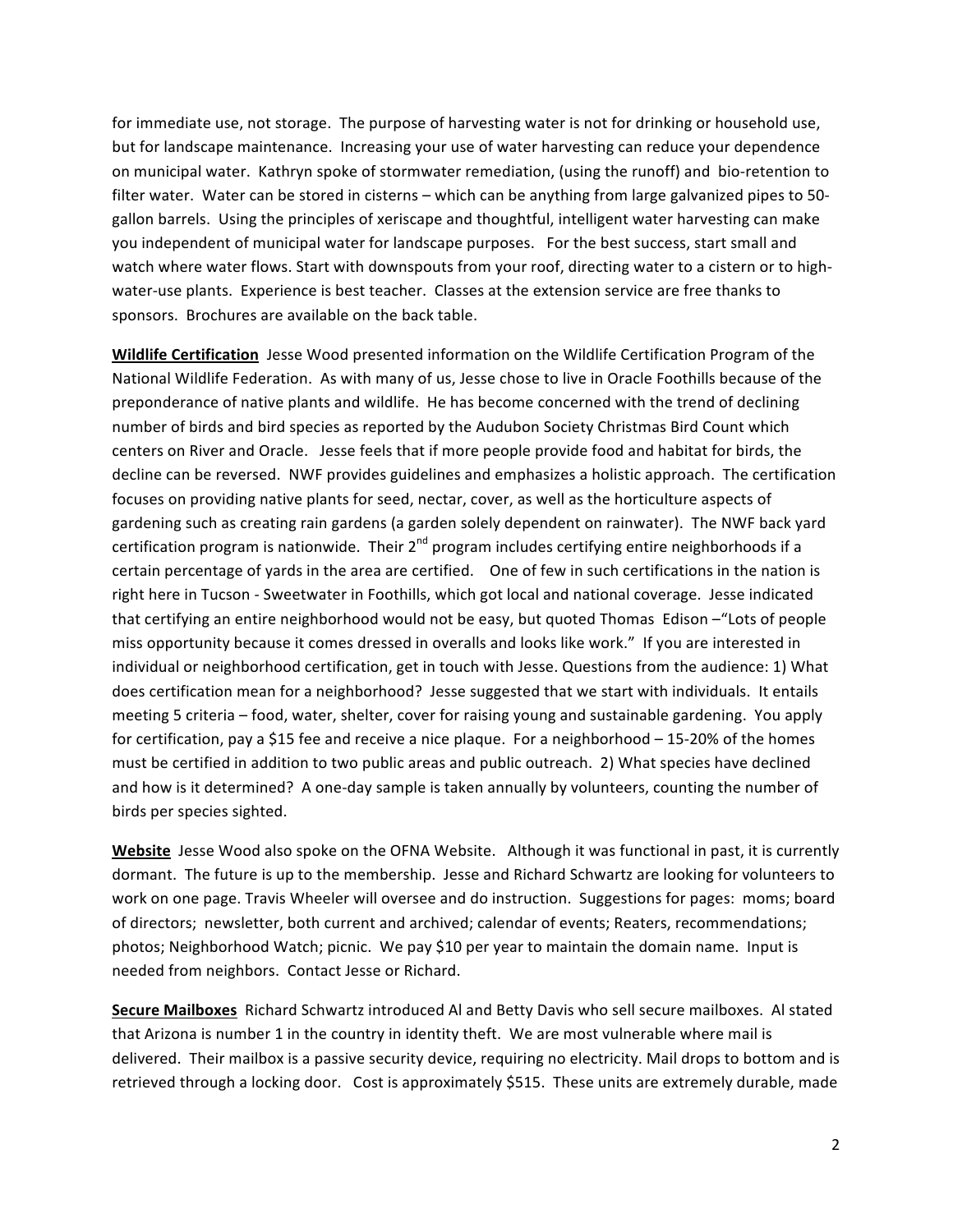for immediate use, not storage. The purpose of harvesting water is not for drinking or household use, but for landscape maintenance. Increasing your use of water harvesting can reduce your dependence on municipal water. Kathryn spoke of stormwater remediation, (using the runoff) and bio-retention to filter water. Water can be stored in cisterns – which can be anything from large galvanized pipes to 50-gallon barrels. Using the principles of xeriscape and thoughtful, intelligent water harvesting can make you independent of municipal water for landscape purposes. For the best success, start small and watch where water flows. Start with downspouts from your roof, directing water to a cistern or to high-water-use plants. Experience is best teacher. Classes at the extension service are free thanks to sponsors. Brochures are available on the back table.

**Wildlife Certification** Jesse Wood presented information on the Wildlife Certification Program of the National Wildlife Federation. As with many of us, Jesse chose to live in Oracle Foothills because of the preponderance of native plants and wildlife. He has become concerned with the trend of declining number of birds and bird species as reported by the Audubon Society Christmas Bird Count which centers on River and Oracle. Jesse feels that if more people provide food and habitat for birds, the decline can be reversed. NWF provides guidelines and emphasizes a holistic approach. The certification focuses on providing native plants for seed, nectar, cover, as well as the horticulture aspects of gardening such as creating rain gardens (a garden solely dependent on rainwater). The NWF back yard certification program is nationwide. Their 2nd program includes certifying entire neighborhoods if a certain percentage of yards in the area are certified. One of few in such certifications in the nation is right here in Tucson - Sweetwater in Foothills, which got local and national coverage. Jesse indicated that certifying an entire neighborhood would not be easy, but quoted Thomas Edison –"Lots of people miss opportunity because it comes dressed in overalls and looks like work." If you are interested in individual or neighborhood certification, get in touch with Jesse. Questions from the audience: 1) What does certification mean for a neighborhood? Jesse suggested that we start with individuals. It entails meeting 5 criteria – food, water, shelter, cover for raising young and sustainable gardening. You apply for certification, pay a $15 fee and receive a nice plaque. For a neighborhood – 15-20% of the homes must be certified in addition to two public areas and public outreach. 2) What species have declined and how is it determined? A one-day sample is taken annually by volunteers, counting the number of birds per species sighted.

**Website** Jesse Wood also spoke on the OFNA Website. Although it was functional in past, it is currently dormant. The future is up to the membership. Jesse and Richard Schwartz are looking for volunteers to work on one page. Travis Wheeler will oversee and do instruction. Suggestions for pages: moms; board of directors; newsletter, both current and archived; calendar of events; Reaters, recommendations; photos; Neighborhood Watch; picnic. We pay $10 per year to maintain the domain name. Input is needed from neighbors. Contact Jesse or Richard.

**Secure Mailboxes** Richard Schwartz introduced Al and Betty Davis who sell secure mailboxes. Al stated that Arizona is number 1 in the country in identity theft. We are most vulnerable where mail is delivered. Their mailbox is a passive security device, requiring no electricity. Mail drops to bottom and is retrieved through a locking door. Cost is approximately $515. These units are extremely durable, made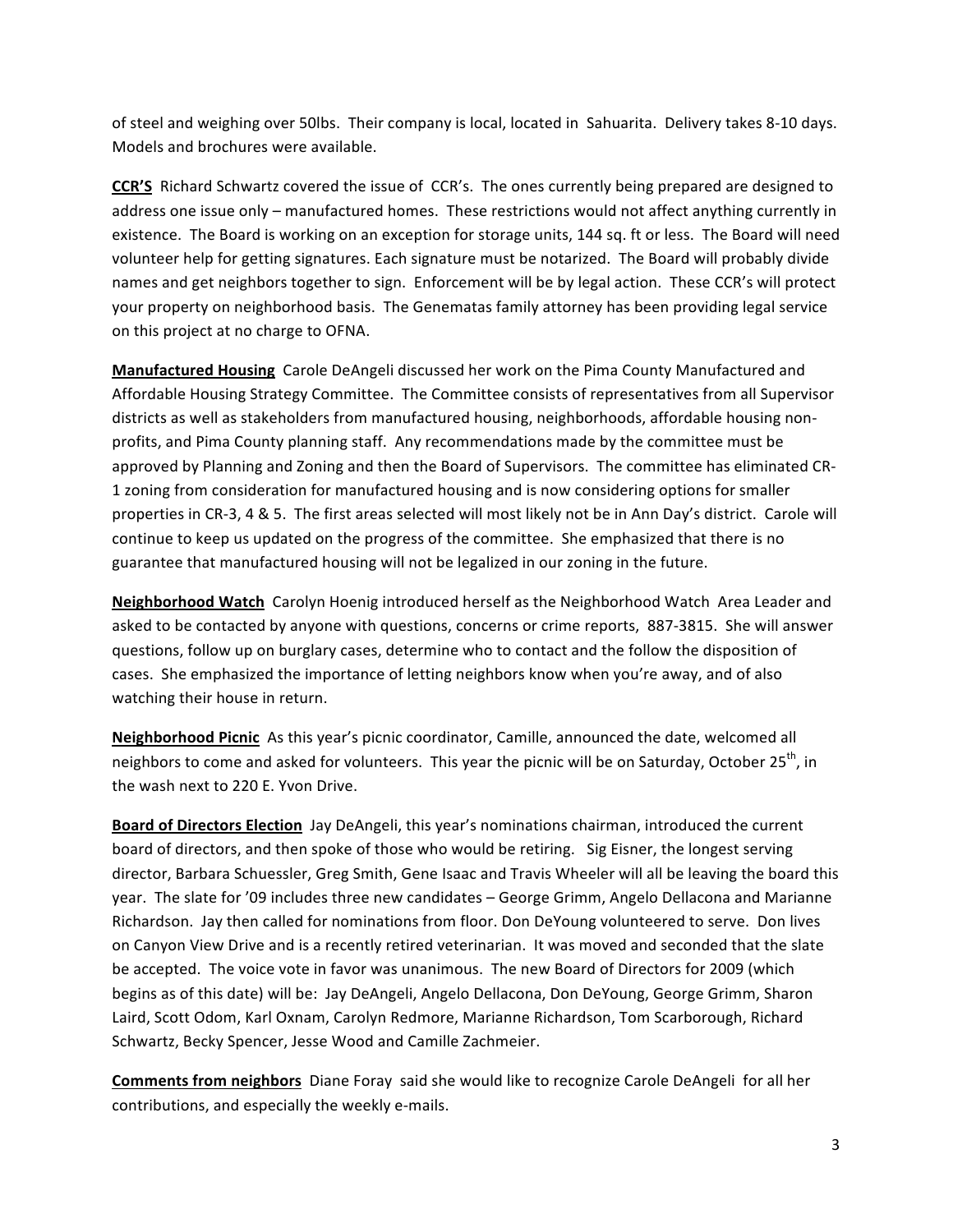of steel and weighing over 50lbs. Their company is local, located in Sahuarita. Delivery takes 8-10 days. Models and brochures were available.

**CCR'S** Richard Schwartz covered the issue of CCR's. The ones currently being prepared are designed to address one issue only – manufactured homes. These restrictions would not affect anything currently in existence. The Board is working on an exception for storage units, 144 sq. ft or less. The Board will need volunteer help for getting signatures. Each signature must be notarized. The Board will probably divide names and get neighbors together to sign. Enforcement will be by legal action. These CCR's will protect your property on neighborhood basis. The Genematas family attorney has been providing legal service on this project at no charge to OFNA.

**Manufactured Housing** Carole DeAngeli discussed her work on the Pima County Manufactured and Affordable Housing Strategy Committee. The Committee consists of representatives from all Supervisor districts as well as stakeholders from manufactured housing, neighborhoods, affordable housing non-profits, and Pima County planning staff. Any recommendations made by the committee must be approved by Planning and Zoning and then the Board of Supervisors. The committee has eliminated CR-1 zoning from consideration for manufactured housing and is now considering options for smaller properties in CR-3, 4 & 5. The first areas selected will most likely not be in Ann Day's district. Carole will continue to keep us updated on the progress of the committee. She emphasized that there is no guarantee that manufactured housing will not be legalized in our zoning in the future.

**Neighborhood Watch** Carolyn Hoenig introduced herself as the Neighborhood Watch Area Leader and asked to be contacted by anyone with questions, concerns or crime reports, 887-3815. She will answer questions, follow up on burglary cases, determine who to contact and the follow the disposition of cases. She emphasized the importance of letting neighbors know when you're away, and of also watching their house in return.

**Neighborhood Picnic** As this year's picnic coordinator, Camille, announced the date, welcomed all neighbors to come and asked for volunteers. This year the picnic will be on Saturday, October 25th, in the wash next to 220 E. Yvon Drive.

**Board of Directors Election** Jay DeAngeli, this year's nominations chairman, introduced the current board of directors, and then spoke of those who would be retiring. Sig Eisner, the longest serving director, Barbara Schuessler, Greg Smith, Gene Isaac and Travis Wheeler will all be leaving the board this year. The slate for '09 includes three new candidates – George Grimm, Angelo Dellacona and Marianne Richardson. Jay then called for nominations from floor. Don DeYoung volunteered to serve. Don lives on Canyon View Drive and is a recently retired veterinarian. It was moved and seconded that the slate be accepted. The voice vote in favor was unanimous. The new Board of Directors for 2009 (which begins as of this date) will be: Jay DeAngeli, Angelo Dellacona, Don DeYoung, George Grimm, Sharon Laird, Scott Odom, Karl Oxnam, Carolyn Redmore, Marianne Richardson, Tom Scarborough, Richard Schwartz, Becky Spencer, Jesse Wood and Camille Zachmeier.

**Comments from neighbors** Diane Foray said she would like to recognize Carole DeAngeli for all her contributions, and especially the weekly e-mails.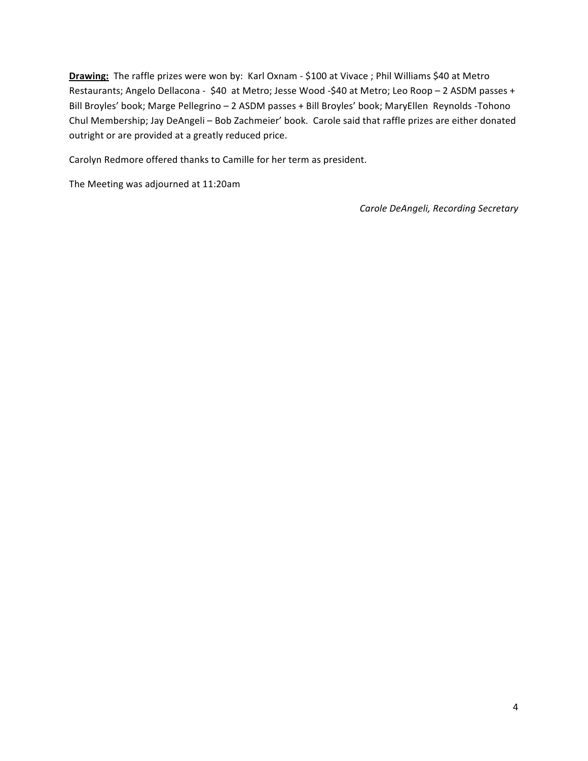**<u>Drawing:</u>** The raffle prizes were won by: Karl Oxnam - $100 at Vivace ; Phil Williams $40 at Metro Restaurants; Angelo Dellacona - $40 at Metro; Jesse Wood -$40 at Metro; Leo Roop – 2 ASDM passes + Bill Broyles' book; Marge Pellegrino – 2 ASDM passes + Bill Broyles' book; MaryEllen Reynolds -Tohono Chul Membership; Jay DeAngeli – Bob Zachmeier' book. Carole said that raffle prizes are either donated outright or are provided at a greatly reduced price.

Carolyn Redmore offered thanks to Camille for her term as president.

The Meeting was adjourned at 11:20am

*Carole DeAngeli, Recording Secretary*